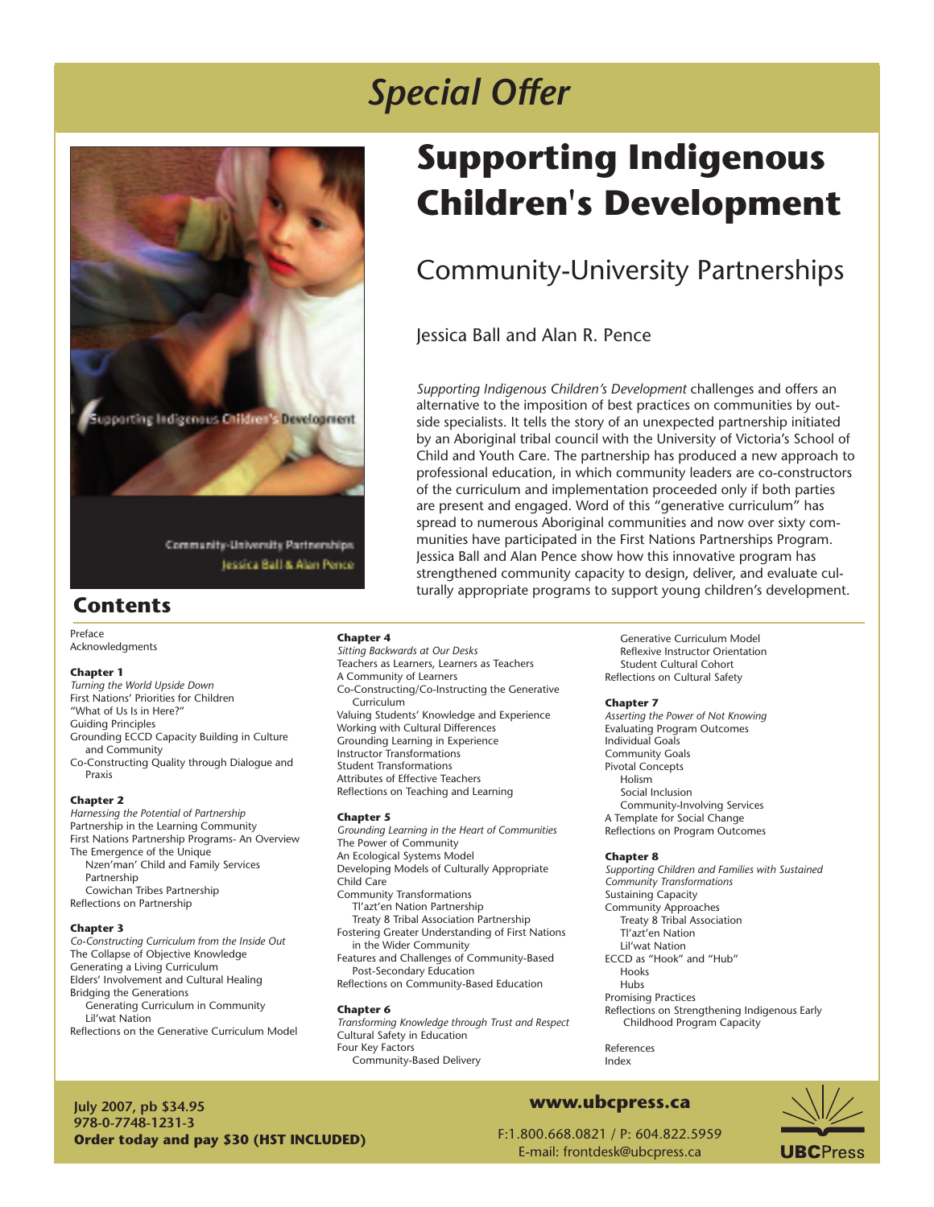# *Special Offer*

# Supporting Indigenous Children's Development

## Community-University Partnerships

Jessica Ball and Alan R. Pence

*Supporting Indigenous Children's Development* challenges and offers an alternative to the imposition of best practices on communities by outside specialists. It tells the story of an unexpected partnership initiated by an Aboriginal tribal council with the University of Victoria's School of Child and Youth Care. The partnership has produced a new approach to professional education, in which community leaders are co-constructors of the curriculum and implementation proceeded only if both parties are present and engaged. Word of this "generative curriculum" has spread to numerous Aboriginal communities and now over sixty communities have participated in the First Nations Partnerships Program. Jessica Ball and Alan Pence show how this innovative program has strengthened community capacity to design, deliver, and evaluate culturally appropriate programs to support young children's development.

## Contents

Preface
Acknowledgments

**Chapter 1**
*Turning the World Upside Down*
First Nations' Priorities for Children
"What of Us Is in Here?"
Guiding Principles
Grounding ECCD Capacity Building in Culture and Community
Co-Constructing Quality through Dialogue and Praxis

**Chapter 2**
*Harnessing the Potential of Partnership*
Partnership in the Learning Community
First Nations Partnership Programs- An Overview
The Emergence of the Unique
- Nzen'man' Child and Family Services Partnership
- Cowichan Tribes Partnership

Reflections on Partnership

**Chapter 3**
*Co-Constructing Curriculum from the Inside Out*
The Collapse of Objective Knowledge
Generating a Living Curriculum
Elders' Involvement and Cultural Healing
Bridging the Generations
- Generating Curriculum in Community
- Lil'wat Nation

Reflections on the Generative Curriculum Model

**Chapter 4**
*Sitting Backwards at Our Desks*
Teachers as Learners, Learners as Teachers
A Community of Learners
Co-Constructing/Co-Instructing the Generative Curriculum
Valuing Students' Knowledge and Experience
Working with Cultural Differences
Grounding Learning in Experience
Instructor Transformations
Student Transformations
Attributes of Effective Teachers
Reflections on Teaching and Learning

**Chapter 5**
*Grounding Learning in the Heart of Communities*
The Power of Community
An Ecological Systems Model
Developing Models of Culturally Appropriate Child Care
Community Transformations
- Tl'azt'en Nation Partnership
- Treaty 8 Tribal Association Partnership

Fostering Greater Understanding of First Nations in the Wider Community
Features and Challenges of Community-Based Post-Secondary Education
Reflections on Community-Based Education

**Chapter 6**
*Transforming Knowledge through Trust and Respect*
Cultural Safety in Education
Four Key Factors
- Community-Based Delivery
- Generative Curriculum Model
- Reflexive Instructor Orientation
- Student Cultural Cohort

Reflections on Cultural Safety

**Chapter 7**
*Asserting the Power of Not Knowing*
Evaluating Program Outcomes
Individual Goals
Community Goals
Pivotal Concepts
- Holism
- Social Inclusion
- Community-Involving Services

A Template for Social Change
Reflections on Program Outcomes

**Chapter 8**
*Supporting Children and Families with Sustained Community Transformations*
Sustaining Capacity
Community Approaches
- Treaty 8 Tribal Association
- Tl'azt'en Nation
- Lil'wat Nation

ECCD as "Hook" and "Hub"
- Hooks
- Hubs

Promising Practices
Reflections on Strengthening Indigenous Early Childhood Program Capacity

References
Index

**July 2007, pb $34.95**
**978-0-7748-1231-3**
**Order today and pay $30 (HST INCLUDED)**

**www.ubcpress.ca**

F:1.800.668.0821 / P: 604.822.5959
E-mail: frontdesk@ubcpress.ca

UBCPress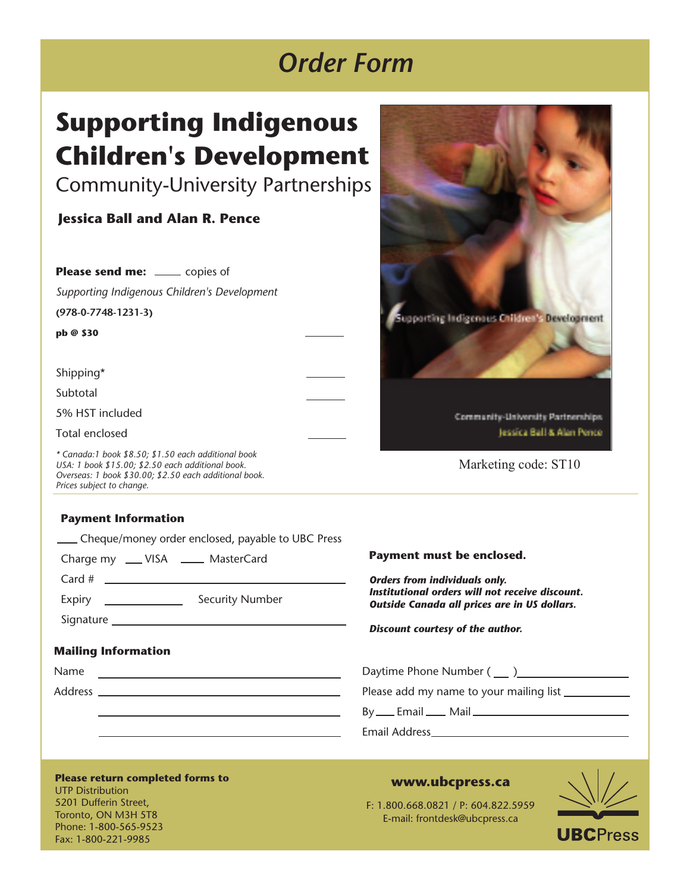# Order Form

# Supporting Indigenous Children's Development

## Community-University Partnerships

**Jessica Ball and Alan R. Pence**

**Please send me:** ____ copies of

*Supporting Indigenous Children's Development*

**(978-0-7748-1231-3)**

**pb @ $30** ______

Shipping* ______

Subtotal ______

5% HST included ______

Total enclosed ______

*\* Canada:1 book $8.50; $1.50 each additional book*
*USA: 1 book $15.00; $2.50 each additional book.*
*Overseas: 1 book $30.00; $2.50 each additional book.*
*Prices subject to change.*

Marketing code: ST10

**Payment Information**

___ Cheque/money order enclosed, payable to UBC Press

Charge my ___ VISA ____ MasterCard

Card # ______________________

Expiry __________ Security Number

Signature ______________________

**Payment must be enclosed.**

***Orders from individuals only.***
***Institutional orders will not receive discount.***
***Outside Canada all prices are in US dollars.***

***Discount courtesy of the author.***

**Mailing Information**

Name ______________________

Address ______________________

Daytime Phone Number ( __ )______________

Please add my name to your mailing list __________

By ___ Email ___ Mail ______________

Email Address______________________

**Please return completed forms to**
UTP Distribution
5201 Dufferin Street,
Toronto, ON M3H 5T8
Phone: 1-800-565-9523
Fax: 1-800-221-9985

**www.ubcpress.ca**

F: 1.800.668.0821 / P: 604.822.5959
E-mail: frontdesk@ubcpress.ca

**UBC**Press